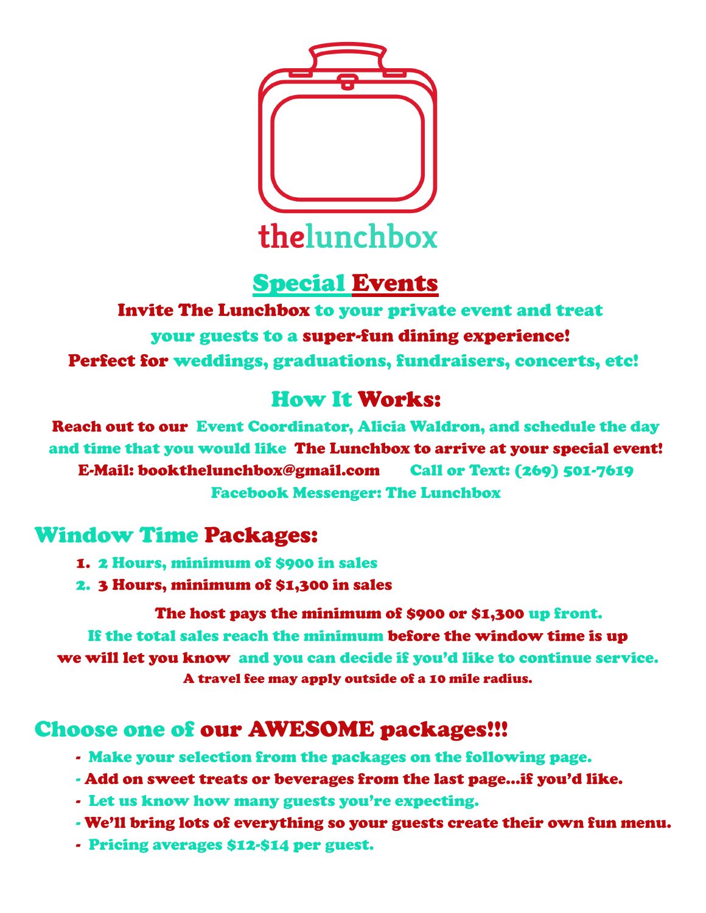thelunchbox

## Special Events

Invite The Lunchbox to your private event and treat your guests to a super-fun dining experience!
Perfect for weddings, graduations, fundraisers, concerts, etc!

## How It Works:

Reach out to our Event Coordinator, Alicia Waldron, and schedule the day and time that you would like The Lunchbox to arrive at your special event!

E-Mail: bookthelunchbox@gmail.com    Call or Text: (269) 501-7619

Facebook Messenger: The Lunchbox

## Window Time Packages:

1. 2 Hours, minimum of $900 in sales
2. 3 Hours, minimum of $1,300 in sales

The host pays the minimum of $900 or $1,300 up front.
If the total sales reach the minimum before the window time is up we will let you know and you can decide if you'd like to continue service.

A travel fee may apply outside of a 10 mile radius.

## Choose one of our AWESOME packages!!!

- Make your selection from the packages on the following page.
- Add on sweet treats or beverages from the last page...if you'd like.
- Let us know how many guests you're expecting.
- We'll bring lots of everything so your guests create their own fun menu.
- Pricing averages $12-$14 per guest.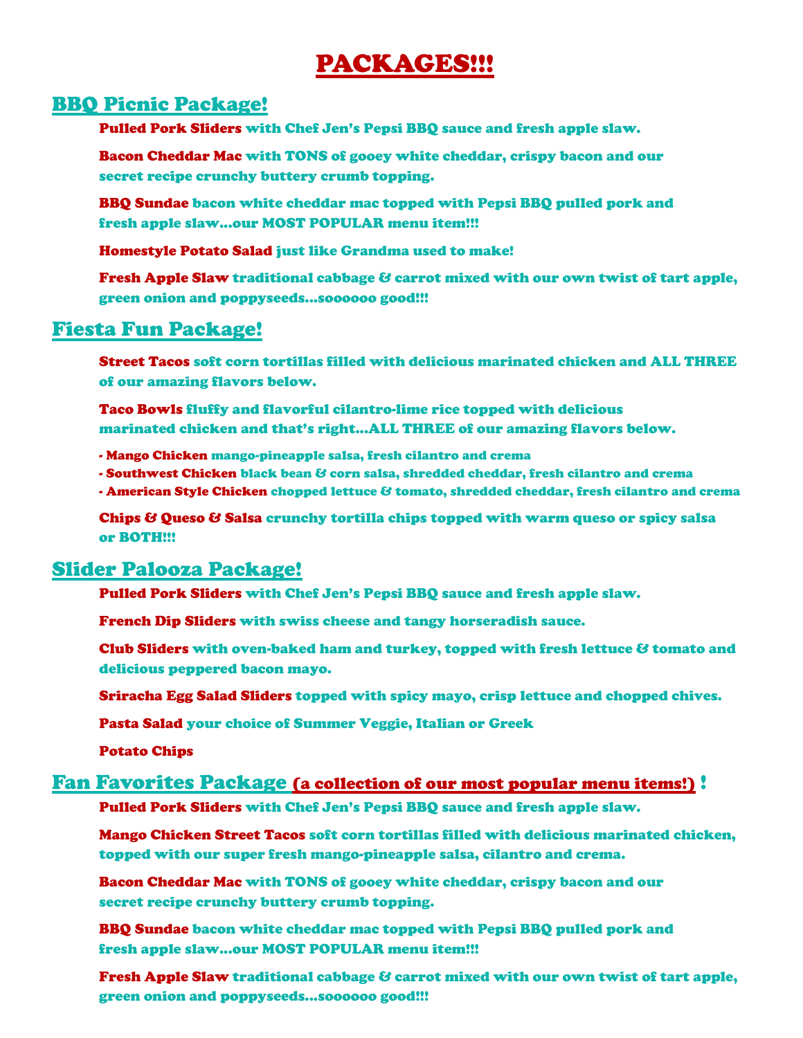# PACKAGES!!!

## BBQ Picnic Package!

**Pulled Pork Sliders** with Chef Jen's Pepsi BBQ sauce and fresh apple slaw.

**Bacon Cheddar Mac** with TONS of gooey white cheddar, crispy bacon and our secret recipe crunchy buttery crumb topping.

**BBQ Sundae** bacon white cheddar mac topped with Pepsi BBQ pulled pork and fresh apple slaw…our MOST POPULAR menu item!!!

**Homestyle Potato Salad** just like Grandma used to make!

**Fresh Apple Slaw** traditional cabbage & carrot mixed with our own twist of tart apple, green onion and poppyseeds…soooooo good!!!

## Fiesta Fun Package!

**Street Tacos** soft corn tortillas filled with delicious marinated chicken and ALL THREE of our amazing flavors below.

**Taco Bowls** fluffy and flavorful cilantro-lime rice topped with delicious marinated chicken and that's right…ALL THREE of our amazing flavors below.

- **Mango Chicken** mango-pineapple salsa, fresh cilantro and crema
- **Southwest Chicken** black bean & corn salsa, shredded cheddar, fresh cilantro and crema
- **American Style Chicken** chopped lettuce & tomato, shredded cheddar, fresh cilantro and crema

**Chips & Queso & Salsa** crunchy tortilla chips topped with warm queso or spicy salsa or BOTH!!!

## Slider Palooza Package!

**Pulled Pork Sliders** with Chef Jen's Pepsi BBQ sauce and fresh apple slaw.

**French Dip Sliders** with swiss cheese and tangy horseradish sauce.

**Club Sliders** with oven-baked ham and turkey, topped with fresh lettuce & tomato and delicious peppered bacon mayo.

**Sriracha Egg Salad Sliders** topped with spicy mayo, crisp lettuce and chopped chives.

**Pasta Salad** your choice of Summer Veggie, Italian or Greek

**Potato Chips**

## Fan Favorites Package (a collection of our most popular menu items!) !

**Pulled Pork Sliders** with Chef Jen's Pepsi BBQ sauce and fresh apple slaw.

**Mango Chicken Street Tacos** soft corn tortillas filled with delicious marinated chicken, topped with our super fresh mango-pineapple salsa, cilantro and crema.

**Bacon Cheddar Mac** with TONS of gooey white cheddar, crispy bacon and our secret recipe crunchy buttery crumb topping.

**BBQ Sundae** bacon white cheddar mac topped with Pepsi BBQ pulled pork and fresh apple slaw…our MOST POPULAR menu item!!!

**Fresh Apple Slaw** traditional cabbage & carrot mixed with our own twist of tart apple, green onion and poppyseeds…soooooo good!!!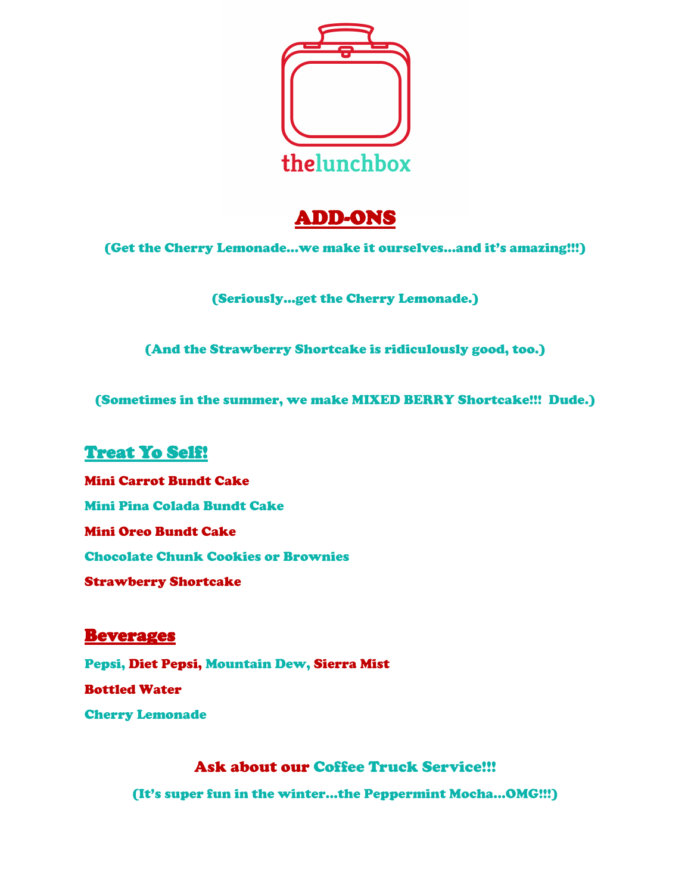thelunchbox

# ADD-ONS

**(Get the Cherry Lemonade…we make it ourselves…and it's amazing!!!)**

**(Seriously…get the Cherry Lemonade.)**

**(And the Strawberry Shortcake is ridiculously good, too.)**

**(Sometimes in the summer, we make MIXED BERRY Shortcake!!! Dude.)**

## Treat Yo Self!

**Mini Carrot Bundt Cake**

**Mini Pina Colada Bundt Cake**

**Mini Oreo Bundt Cake**

**Chocolate Chunk Cookies or Brownies**

**Strawberry Shortcake**

## Beverages

**Pepsi, Diet Pepsi, Mountain Dew, Sierra Mist**

**Bottled Water**

**Cherry Lemonade**

**Ask about our Coffee Truck Service!!!**

**(It's super fun in the winter…the Peppermint Mocha…OMG!!!)**